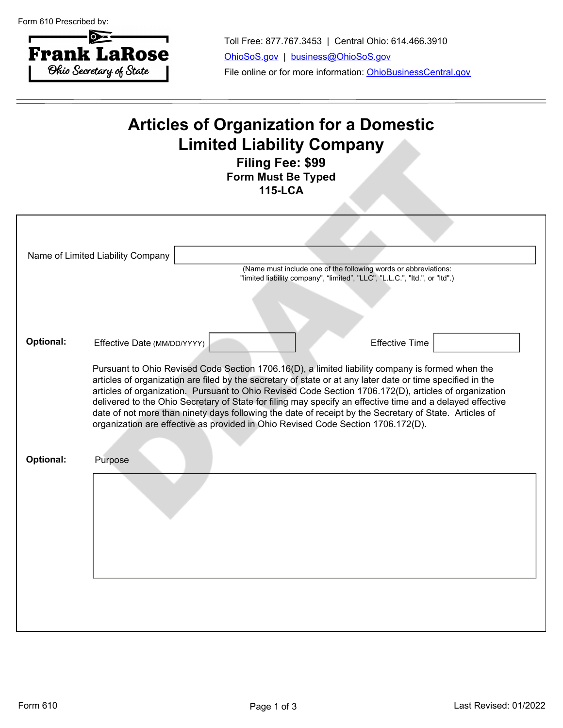Form 610 Prescribed by:

**Frank LaRose**
*Ohio Secretary of State*

Toll Free: 877.767.3453 | Central Ohio: 614.466.3910

OhioSoS.gov | business@OhioSoS.gov

File online or for more information: OhioBusinessCentral.gov

# Articles of Organization for a Domestic Limited Liability Company

**Filing Fee: $99**

**Form Must Be Typed**

**115-LCA**

Name of Limited Liability Company ______________________

(Name must include one of the following words or abbreviations: "limited liability company", "limited", "LLC", "L.L.C.", "ltd.", or "ltd".)

**Optional:** Effective Date (MM/DD/YYYY) ____________ Effective Time ____________

Pursuant to Ohio Revised Code Section 1706.16(D), a limited liability company is formed when the articles of organization are filed by the secretary of state or at any later date or time specified in the articles of organization. Pursuant to Ohio Revised Code Section 1706.172(D), articles of organization delivered to the Ohio Secretary of State for filing may specify an effective time and a delayed effective date of not more than ninety days following the date of receipt by the Secretary of State. Articles of organization are effective as provided in Ohio Revised Code Section 1706.172(D).

**Optional:** Purpose

______________________

Form 610 Last Revised: 01/2022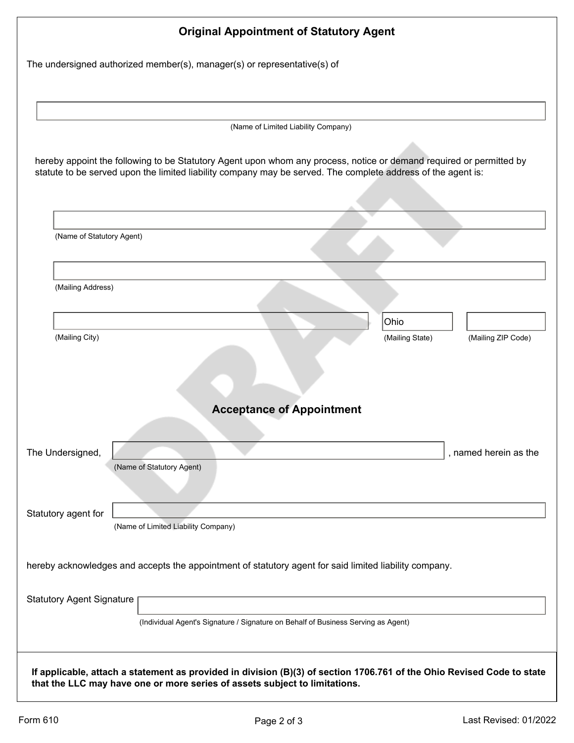## Original Appointment of Statutory Agent

The undersigned authorized member(s), manager(s) or representative(s) of

(Name of Limited Liability Company)

hereby appoint the following to be Statutory Agent upon whom any process, notice or demand required or permitted by statute to be served upon the limited liability company may be served. The complete address of the agent is:

(Name of Statutory Agent)

(Mailing Address)

| | Ohio | |
|---|---|---|
| (Mailing City) | (Mailing State) | (Mailing ZIP Code) |

## Acceptance of Appointment

The Undersigned, ______________________ (Name of Statutory Agent), named herein as the

Statutory agent for ______________________ (Name of Limited Liability Company)

hereby acknowledges and accepts the appointment of statutory agent for said limited liability company.

Statutory Agent Signature ______________________

(Individual Agent's Signature / Signature on Behalf of Business Serving as Agent)

**If applicable, attach a statement as provided in division (B)(3) of section 1706.761 of the Ohio Revised Code to state that the LLC may have one or more series of assets subject to limitations.**

Form 610 Last Revised: 01/2022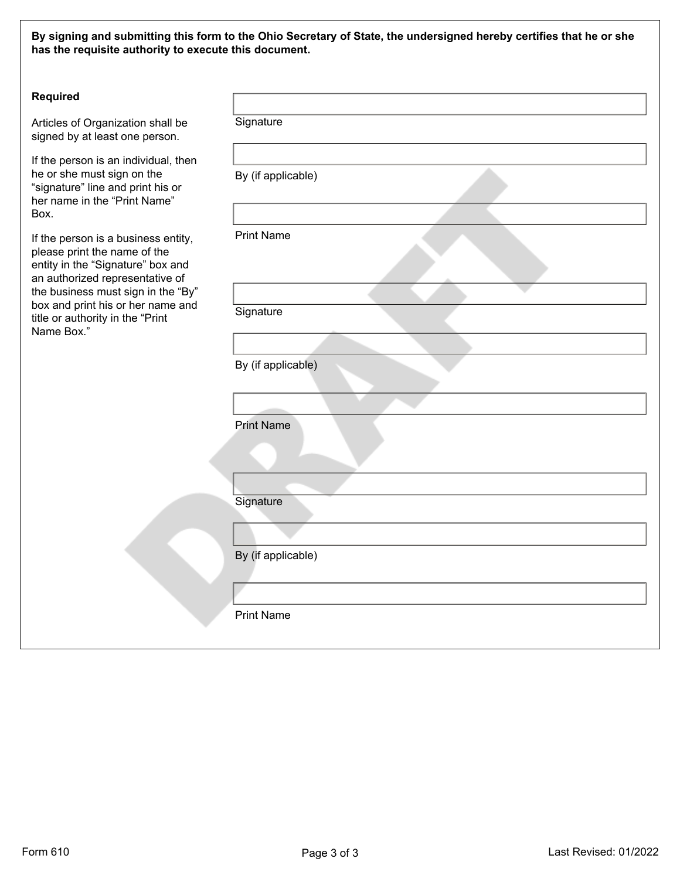**By signing and submitting this form to the Ohio Secretary of State, the undersigned hereby certifies that he or she has the requisite authority to execute this document.**

**Required**

Articles of Organization shall be signed by at least one person.

If the person is an individual, then he or she must sign on the "signature" line and print his or her name in the "Print Name" Box.

If the person is a business entity, please print the name of the entity in the "Signature" box and an authorized representative of the business must sign in the "By" box and print his or her name and title or authority in the "Print Name Box."

Signature

By (if applicable)

Print Name

Signature

By (if applicable)

Print Name

Signature

By (if applicable)

Print Name

DRAFT

Form 610

Last Revised: 01/2022